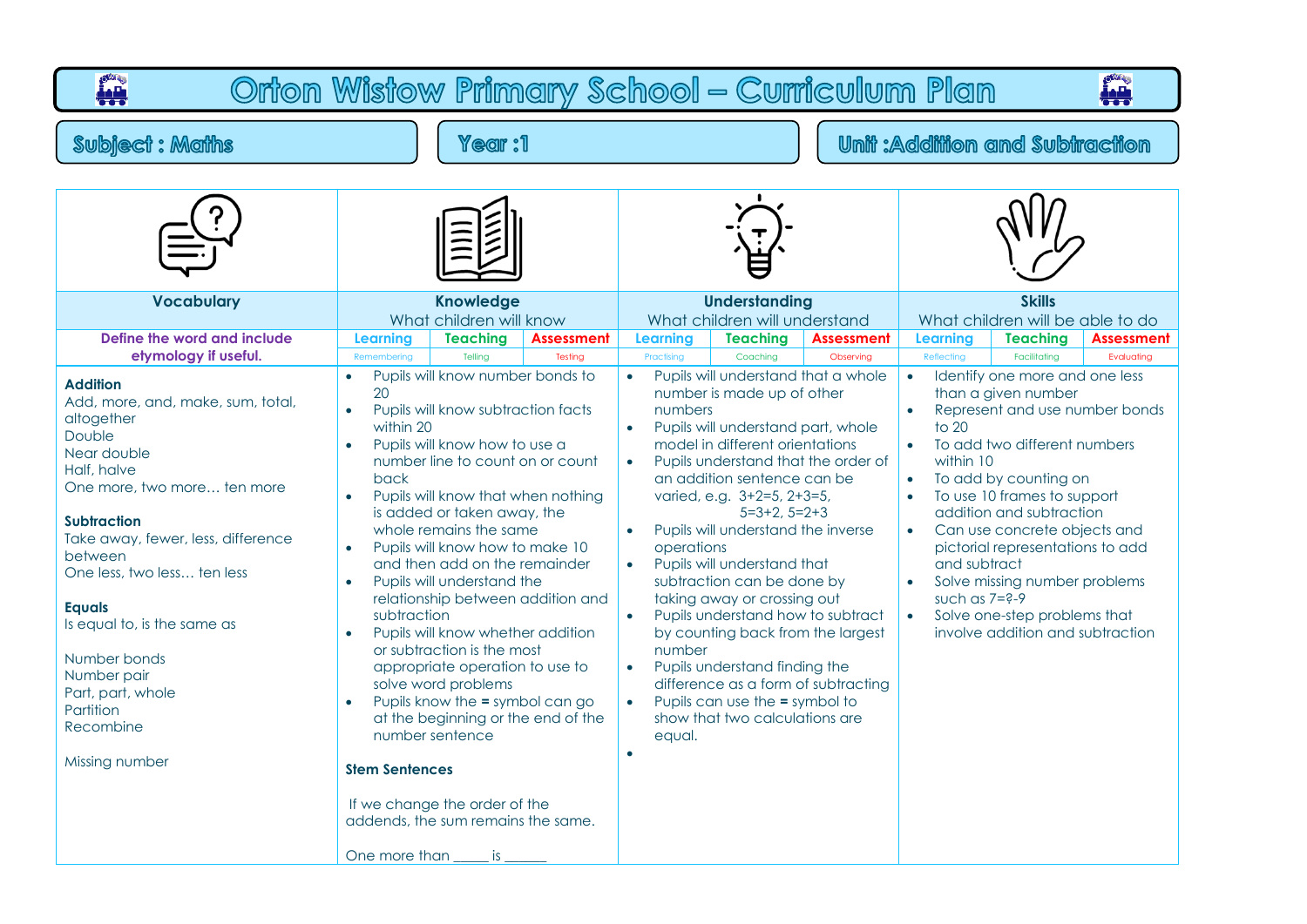# Orton Wistow Primary School – Curriculum Plan

**Subject : Maths** | **Year :1** | **Unit :Addition and Subtraction**

| Vocabulary | Knowledge<br>What children will know | Understanding<br>What children will understand | Skills<br>What children will be able to do |
|---|---|---|---|
| **Define the word and include etymology if useful.** | **Learning** (Remembering) · **Teaching** (Telling) · **Assessment** (Testing) | **Learning** (Practising) · **Teaching** (Coaching) · **Assessment** (Observing) | **Learning** (Reflecting) · **Teaching** (Facilitating) · **Assessment** (Evaluating) |
| **Addition**<br>Add, more, and, make, sum, total, altogether<br>Double<br>Near double<br>Half, halve<br>One more, two more… ten more<br><br>**Subtraction**<br>Take away, fewer, less, difference between<br>One less, two less… ten less<br><br>**Equals**<br>Is equal to, is the same as<br><br>Number bonds<br>Number pair<br>Part, part, whole<br>Partition<br>Recombine<br><br>Missing number | • Pupils will know number bonds to 20<br>• Pupils will know subtraction facts within 20<br>• Pupils will know how to use a number line to count on or count back<br>• Pupils will know that when nothing is added or taken away, the whole remains the same<br>• Pupils will know how to make 10 and then add on the remainder<br>• Pupils will understand the relationship between addition and subtraction<br>• Pupils will know whether addition or subtraction is the most appropriate operation to use to solve word problems<br>• Pupils know the **=** symbol can go at the beginning or the end of the number sentence<br><br>**Stem Sentences**<br><br>If we change the order of the addends, the sum remains the same.<br><br>One more than _____ is ______ | • Pupils will understand that a whole number is made up of other numbers<br>• Pupils will understand part, whole model in different orientations<br>• Pupils understand that the order of an addition sentence can be varied, e.g. 3+2=5, 2+3=5, 5=3+2, 5=2+3<br>• Pupils will understand the inverse operations<br>• Pupils will understand that subtraction can be done by taking away or crossing out<br>• Pupils understand how to subtract by counting back from the largest number<br>• Pupils understand finding the difference as a form of subtracting<br>• Pupils can use the **=** symbol to show that two calculations are equal.<br>• | • Identify one more and one less than a given number<br>• Represent and use number bonds to 20<br>• To add two different numbers within 10<br>• To add by counting on<br>• To use 10 frames to support addition and subtraction<br>• Can use concrete objects and pictorial representations to add and subtract<br>• Solve missing number problems such as 7=?-9<br>• Solve one-step problems that involve addition and subtraction |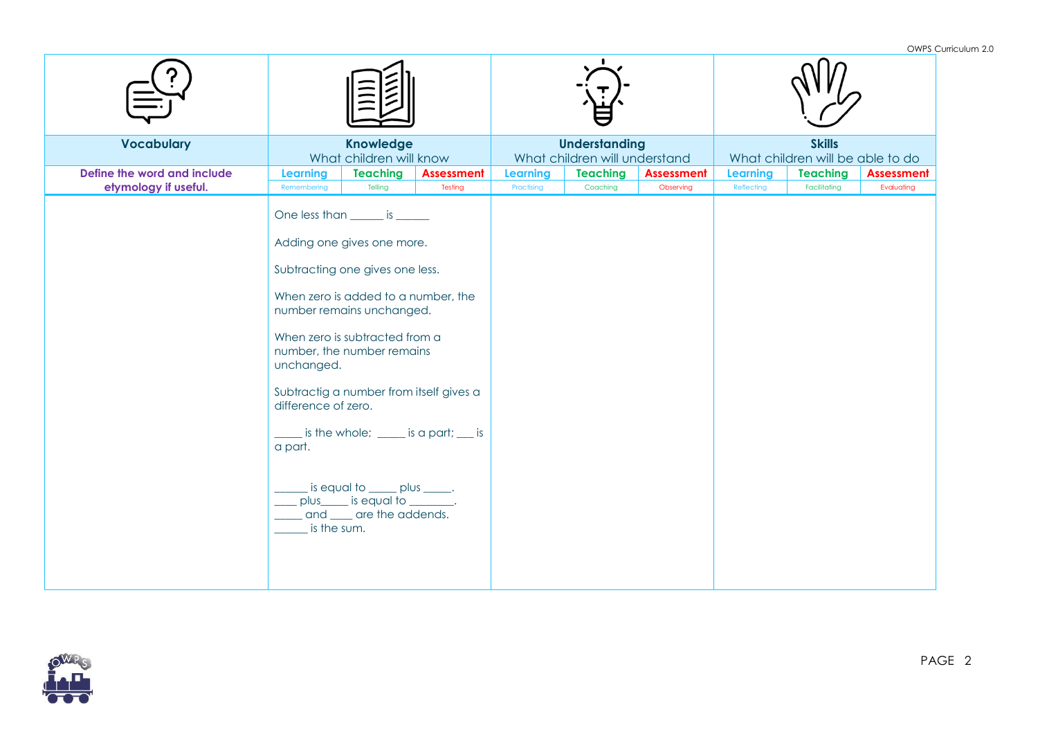| Vocabulary | Knowledge<br>What children will know | | | Understanding<br>What children will understand | | | Skills<br>What children will be able to do | | |
|---|---|---|---|---|---|---|---|---|---|
| **Define the word and include etymology if useful.** | **Learning**<br>Remembering | **Teaching**<br>Telling | **Assessment**<br>Testing | **Learning**<br>Practising | **Teaching**<br>Coaching | **Assessment**<br>Observing | **Learning**<br>Reflecting | **Teaching**<br>Facilitating | **Assessment**<br>Evaluating |
| | One less than ______ is ______<br><br>Adding one gives one more.<br><br>Subtracting one gives one less.<br><br>When zero is added to a number, the number remains unchanged.<br><br>When zero is subtracted from a number, the number remains unchanged.<br><br>Subtractig a number from itself gives a difference of zero.<br><br>_____ is the whole; _____ is a part; ___ is a part.<br><br>______ is equal to _____ plus _____.<br>____ plus_____ is equal to ________.<br>_____ and ____ are the addends.<br>______ is the sum. | | | | | | | | |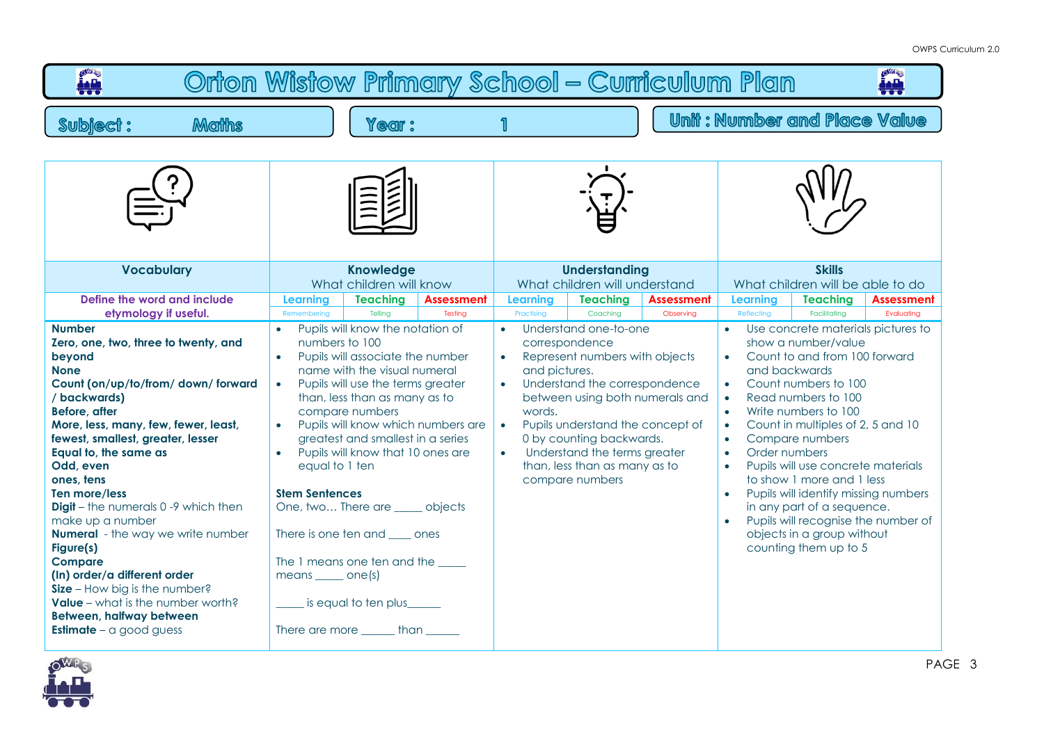# Orton Wistow Primary School – Curriculum Plan

**Subject :** Maths | **Year :** 1 | **Unit : Number and Place Value**

| Vocabulary | Knowledge | Understanding | Skills |
|---|---|---|---|
| | What children will know | What children will understand | What children will be able to do |
| Define the word and include etymology if useful. | Learning (Remembering) / Teaching (Telling) / Assessment (Testing) | Learning (Practising) / Teaching (Coaching) / Assessment (Observing) | Learning (Reflecting) / Teaching (Facilitating) / Assessment (Evaluating) |
| **Number**<br>**Zero, one, two, three to twenty, and beyond**<br>**None**<br>**Count (on/up/to/from/ down/ forward / backwards)**<br>**Before, after**<br>**More, less, many, few, fewer, least, fewest, smallest, greater, lesser**<br>**Equal to, the same as**<br>**Odd, even**<br>**ones, tens**<br>**Ten more/less**<br>**Digit** – the numerals 0 -9 which then make up a number<br>**Numeral** - the way we write number<br>**Figure(s)**<br>**Compare**<br>**(In) order/a different order**<br>**Size** – How big is the number?<br>**Value** – what is the number worth?<br>**Between, halfway between**<br>**Estimate** – a good guess | • Pupils will know the notation of numbers to 100<br>• Pupils will associate the number name with the visual numeral<br>• Pupils will use the terms greater than, less than as many as to compare numbers<br>• Pupils will know which numbers are greatest and smallest in a series<br>• Pupils will know that 10 ones are equal to 1 ten<br><br>**Stem Sentences**<br>One, two… There are _____ objects<br><br>There is one ten and ____ ones<br><br>The 1 means one ten and the _____ means _____ one(s)<br><br>_____ is equal to ten plus______<br><br>There are more ______ than ______ | • Understand one-to-one correspondence<br>• Represent numbers with objects and pictures.<br>• Understand the correspondence between using both numerals and words.<br>• Pupils understand the concept of 0 by counting backwards.<br>• Understand the terms greater than, less than as many as to compare numbers | • Use concrete materials pictures to show a number/value<br>• Count to and from 100 forward and backwards<br>• Count numbers to 100<br>• Read numbers to 100<br>• Write numbers to 100<br>• Count in multiples of 2, 5 and 10<br>• Compare numbers<br>• Order numbers<br>• Pupils will use concrete materials to show 1 more and 1 less<br>• Pupils will identify missing numbers in any part of a sequence.<br>• Pupils will recognise the number of objects in a group without counting them up to 5 |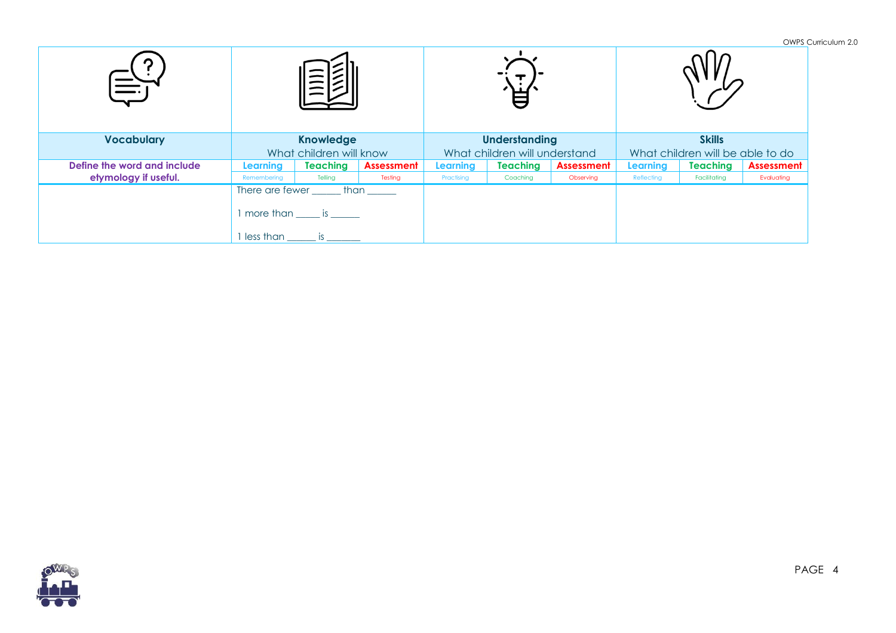| Vocabulary | Knowledge<br>What children will know | | | Understanding<br>What children will understand | | | Skills<br>What children will be able to do | | |
|---|---|---|---|---|---|---|---|---|---|
| Define the word and include etymology if useful. | Learning<br>Remembering | Teaching<br>Telling | Assessment<br>Testing | Learning<br>Practising | Teaching<br>Coaching | Assessment<br>Observing | Learning<br>Reflecting | Teaching<br>Facilitating | Assessment<br>Evaluating |
| | There are fewer ______ than ______<br><br>1 more than _____ is ______<br><br>1 less than ______ is _______ | | | | | | | | |